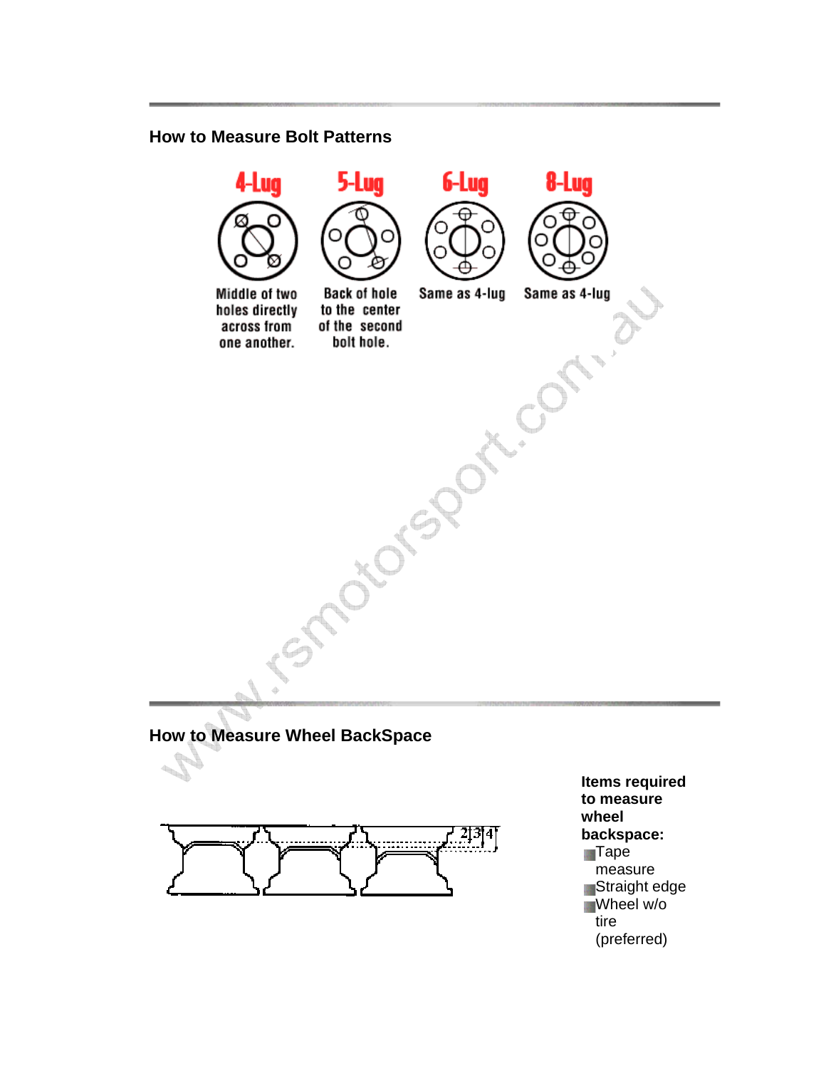## How to Measure Bolt Patterns

**4-Lug** — Middle of two holes directly across from one another.

**5-Lug** — Back of hole to the center of the second bolt hole.

**6-Lug** — Same as 4-lug

**8-Lug** — Same as 4-lug

## How to Measure Wheel BackSpace

2 3 4

**Items required to measure wheel backspace:**

- Tape measure
- Straight edge
- Wheel w/o tire (preferred)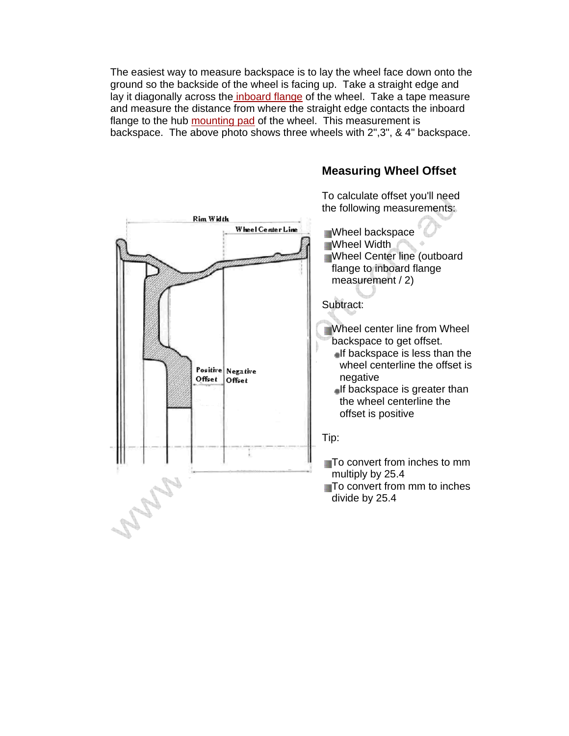The easiest way to measure backspace is to lay the wheel face down onto the ground so the backside of the wheel is facing up. Take a straight edge and lay it diagonally across the inboard flange of the wheel. Take a tape measure and measure the distance from where the straight edge contacts the inboard flange to the hub mounting pad of the wheel. This measurement is backspace. The above photo shows three wheels with 2",3", & 4" backspace.

### Measuring Wheel Offset

To calculate offset you'll need the following measurements:

- Wheel backspace
- Wheel Width
- Wheel Center line (outboard flange to inboard flange measurement / 2)

Subtract:

- Wheel center line from Wheel backspace to get offset.
  - If backspace is less than the wheel centerline the offset is negative
  - If backspace is greater than the wheel centerline the offset is positive

Tip:

- To convert from inches to mm multiply by 25.4
- To convert from mm to inches divide by 25.4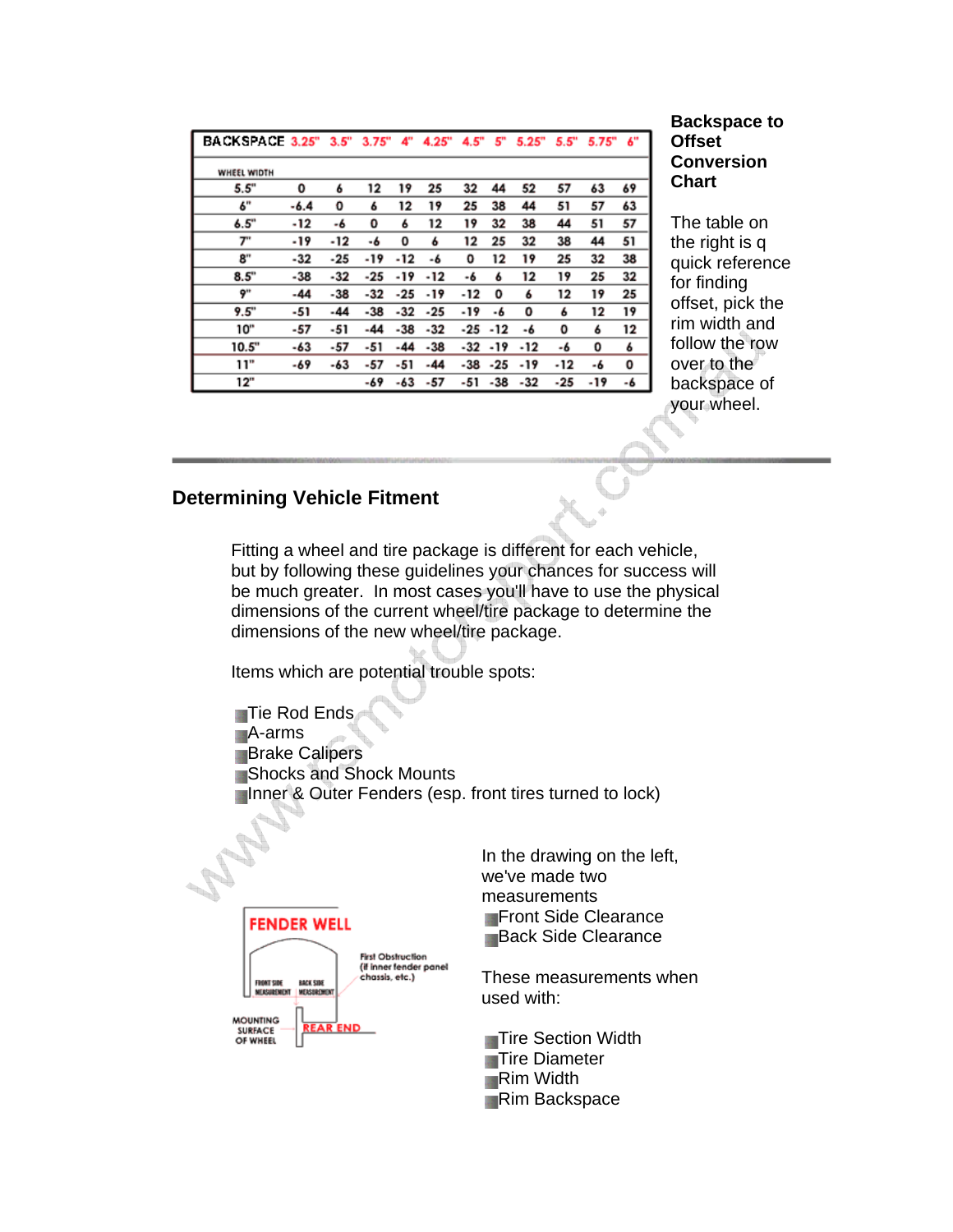| BACKSPACE | 3.25" | 3.5" | 3.75" | 4" | 4.25" | 4.5" | 5" | 5.25" | 5.5" | 5.75" | 6" |
|---|---|---|---|---|---|---|---|---|---|---|---|
| WHEEL WIDTH | | | | | | | | | | | |
| 5.5" | 0 | 6 | 12 | 19 | 25 | 32 | 44 | 52 | 57 | 63 | 69 |
| 6" | -6.4 | 0 | 6 | 12 | 19 | 25 | 38 | 44 | 51 | 57 | 63 |
| 6.5" | -12 | -6 | 0 | 6 | 12 | 19 | 32 | 38 | 44 | 51 | 57 |
| 7" | -19 | -12 | -6 | 0 | 6 | 12 | 25 | 32 | 38 | 44 | 51 |
| 8" | -32 | -25 | -19 | -12 | -6 | 0 | 12 | 19 | 25 | 32 | 38 |
| 8.5" | -38 | -32 | -25 | -19 | -12 | -6 | 6 | 12 | 19 | 25 | 32 |
| 9" | -44 | -38 | -32 | -25 | -19 | -12 | 0 | 6 | 12 | 19 | 25 |
| 9.5" | -51 | -44 | -38 | -32 | -25 | -19 | -6 | 0 | 6 | 12 | 19 |
| 10" | -57 | -51 | -44 | -38 | -32 | -25 | -12 | -6 | 0 | 6 | 12 |
| 10.5" | -63 | -57 | -51 | -44 | -38 | -32 | -19 | -12 | -6 | 0 | 6 |
| 11" | -69 | -63 | -57 | -51 | -44 | -38 | -25 | -19 | -12 | -6 | 0 |
| 12" | | | -69 | -63 | -57 | -51 | -38 | -32 | -25 | -19 | -6 |

**Backspace to Offset Conversion Chart**

The table on the right is q quick reference for finding offset, pick the rim width and follow the row over to the backspace of your wheel.

## Determining Vehicle Fitment

Fitting a wheel and tire package is different for each vehicle, but by following these guidelines your chances for success will be much greater. In most cases you'll have to use the physical dimensions of the current wheel/tire package to determine the dimensions of the new wheel/tire package.

Items which are potential trouble spots:

- Tie Rod Ends
- A-arms
- Brake Calipers
- Shocks and Shock Mounts
- Inner & Outer Fenders (esp. front tires turned to lock)

FENDER WELL

FRONT SIDE MEASUREMENT | BACK SIDE MEASUREMENT

First Obstruction (if inner fender panel chassis, etc.)

MOUNTING SURFACE OF WHEEL

REAR END

In the drawing on the left, we've made two measurements

- Front Side Clearance
- Back Side Clearance

These measurements when used with:

- Tire Section Width
- Tire Diameter
- Rim Width
- Rim Backspace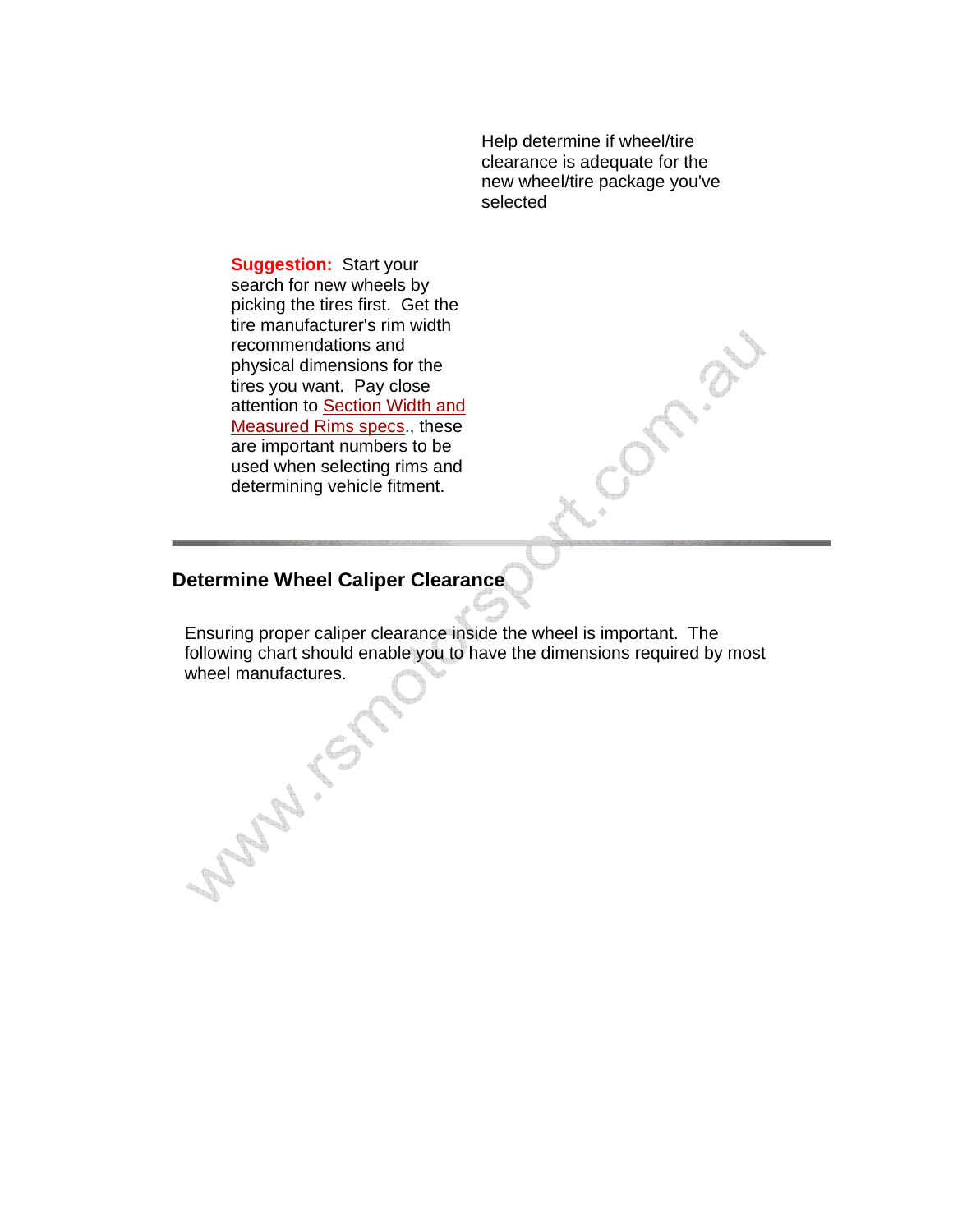Help determine if wheel/tire clearance is adequate for the new wheel/tire package you've selected

**Suggestion:** Start your search for new wheels by picking the tires first. Get the tire manufacturer's rim width recommendations and physical dimensions for the tires you want. Pay close attention to Section Width and Measured Rims specs., these are important numbers to be used when selecting rims and determining vehicle fitment.

---

## Determine Wheel Caliper Clearance

Ensuring proper caliper clearance inside the wheel is important. The following chart should enable you to have the dimensions required by most wheel manufactures.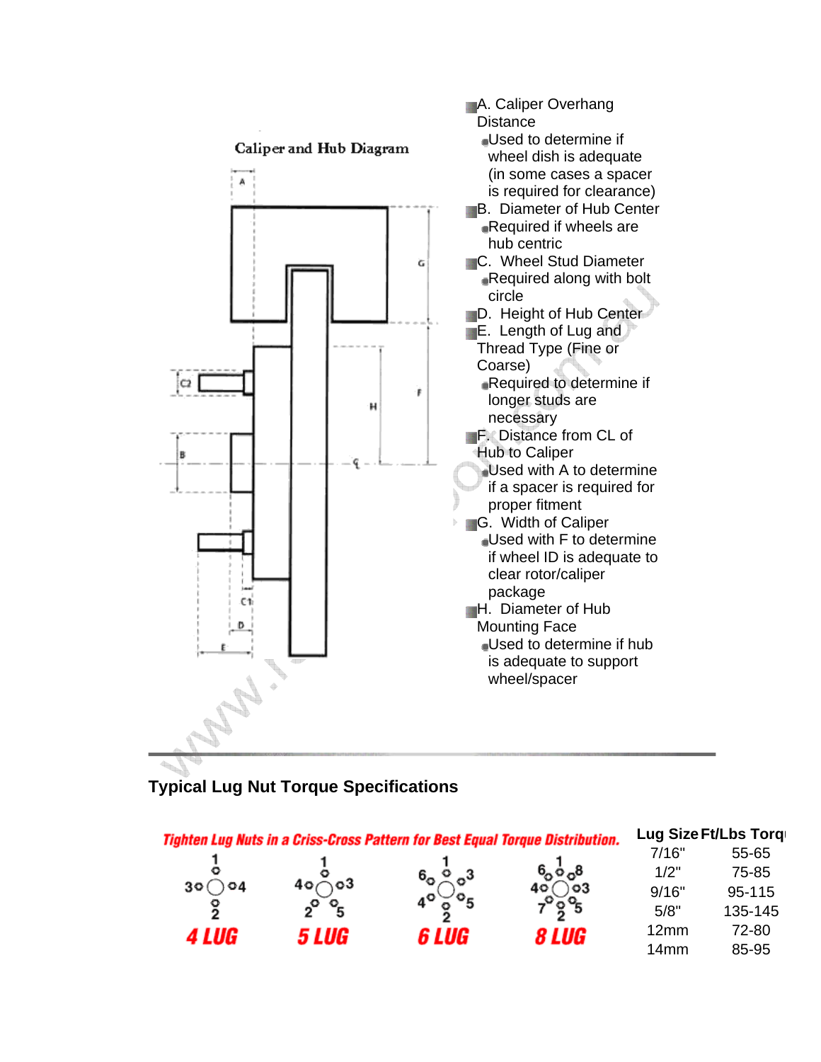Caliper and Hub Diagram

- A. Caliper Overhang Distance
  - Used to determine if wheel dish is adequate (in some cases a spacer is required for clearance)
- B. Diameter of Hub Center
  - Required if wheels are hub centric
- C. Wheel Stud Diameter
  - Required along with bolt circle
- D. Height of Hub Center
- E. Length of Lug and Thread Type (Fine or Coarse)
  - Required to determine if longer studs are necessary
- F. Distance from CL of Hub to Caliper
  - Used with A to determine if a spacer is required for proper fitment
- G. Width of Caliper
  - Used with F to determine if wheel ID is adequate to clear rotor/caliper package
- H. Diameter of Hub Mounting Face
  - Used to determine if hub is adequate to support wheel/spacer

## Typical Lug Nut Torque Specifications

*Tighten Lug Nuts in a Criss-Cross Pattern for Best Equal Torque Distribution.*

4 LUG &nbsp; 5 LUG &nbsp; 6 LUG &nbsp; 8 LUG

| Lug Size | Ft/Lbs Torque |
|---|---|
| 7/16" | 55-65 |
| 1/2" | 75-85 |
| 9/16" | 95-115 |
| 5/8" | 135-145 |
| 12mm | 72-80 |
| 14mm | 85-95 |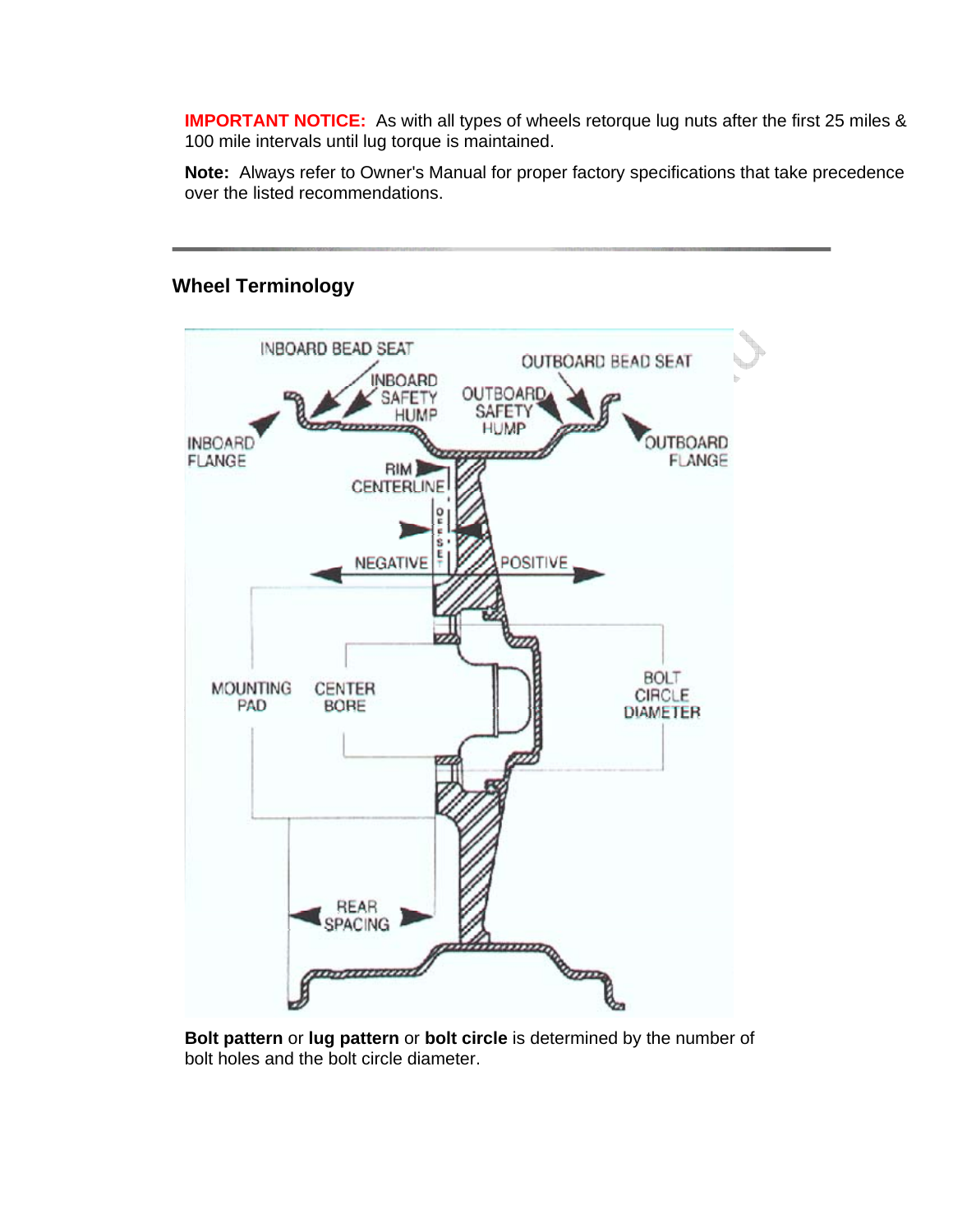**IMPORTANT NOTICE:** As with all types of wheels retorque lug nuts after the first 25 miles & 100 mile intervals until lug torque is maintained.

**Note:** Always refer to Owner's Manual for proper factory specifications that take precedence over the listed recommendations.

---

## Wheel Terminology

INBOARD BEAD SEAT

OUTBOARD BEAD SEAT

INBOARD SAFETY HUMP

OUTBOARD SAFETY HUMP

INBOARD FLANGE

OUTBOARD FLANGE

RIM CENTERLINE

OFFSET

NEGATIVE

POSITIVE

MOUNTING PAD

CENTER BORE

BOLT CIRCLE DIAMETER

REAR SPACING

**Bolt pattern** or **lug pattern** or **bolt circle** is determined by the number of bolt holes and the bolt circle diameter.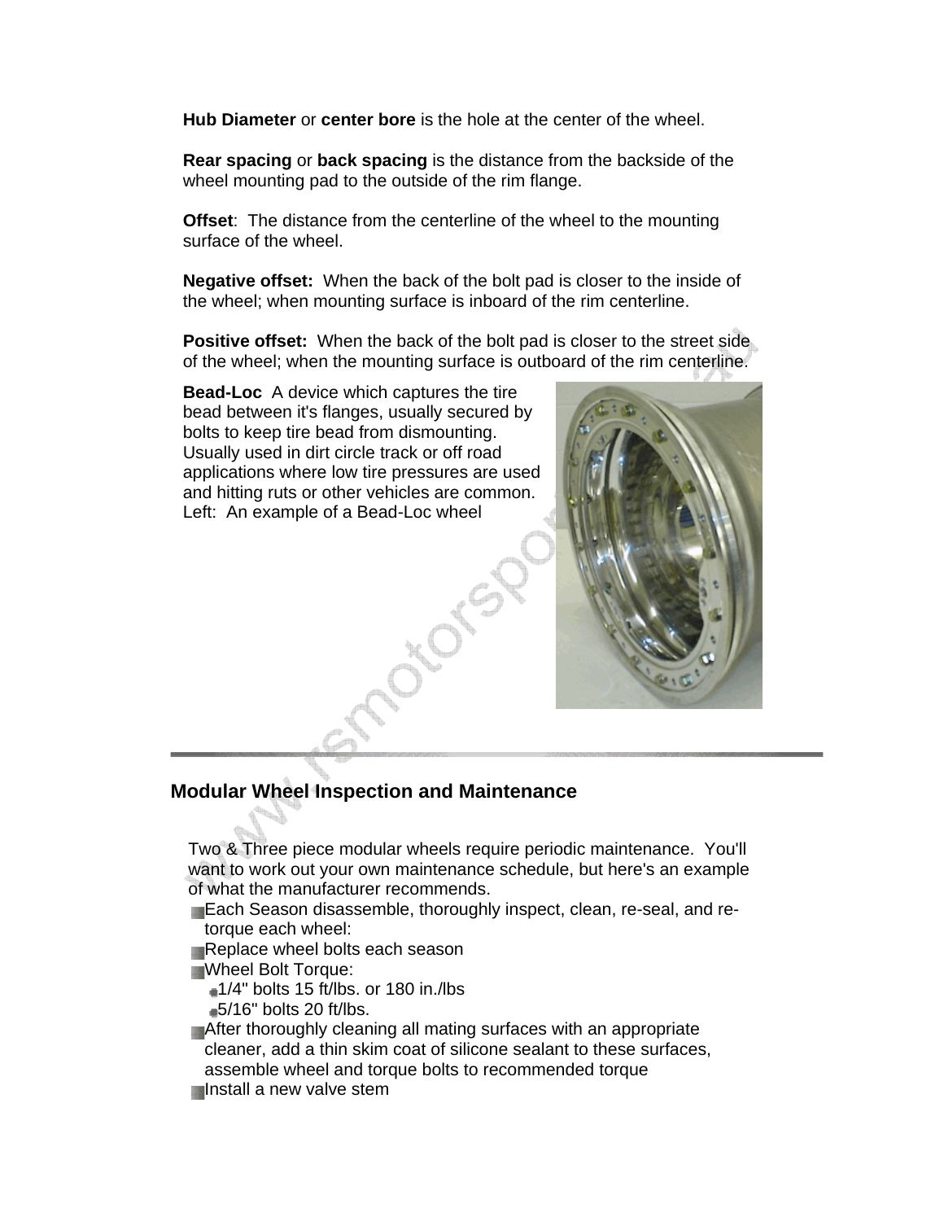**Hub Diameter** or **center bore** is the hole at the center of the wheel.

**Rear spacing** or **back spacing** is the distance from the backside of the wheel mounting pad to the outside of the rim flange.

**Offset**: The distance from the centerline of the wheel to the mounting surface of the wheel.

**Negative offset:** When the back of the bolt pad is closer to the inside of the wheel; when mounting surface is inboard of the rim centerline.

**Positive offset:** When the back of the bolt pad is closer to the street side of the wheel; when the mounting surface is outboard of the rim centerline.

**Bead-Loc** A device which captures the tire bead between it's flanges, usually secured by bolts to keep tire bead from dismounting. Usually used in dirt circle track or off road applications where low tire pressures are used and hitting ruts or other vehicles are common. Left: An example of a Bead-Loc wheel

---

## Modular Wheel Inspection and Maintenance

Two & Three piece modular wheels require periodic maintenance. You'll want to work out your own maintenance schedule, but here's an example of what the manufacturer recommends.

- Each Season disassemble, thoroughly inspect, clean, re-seal, and re-torque each wheel:
- Replace wheel bolts each season
- Wheel Bolt Torque:
  - 1/4" bolts 15 ft/lbs. or 180 in./lbs
  - 5/16" bolts 20 ft/lbs.
- After thoroughly cleaning all mating surfaces with an appropriate cleaner, add a thin skim coat of silicone sealant to these surfaces, assemble wheel and torque bolts to recommended torque
- Install a new valve stem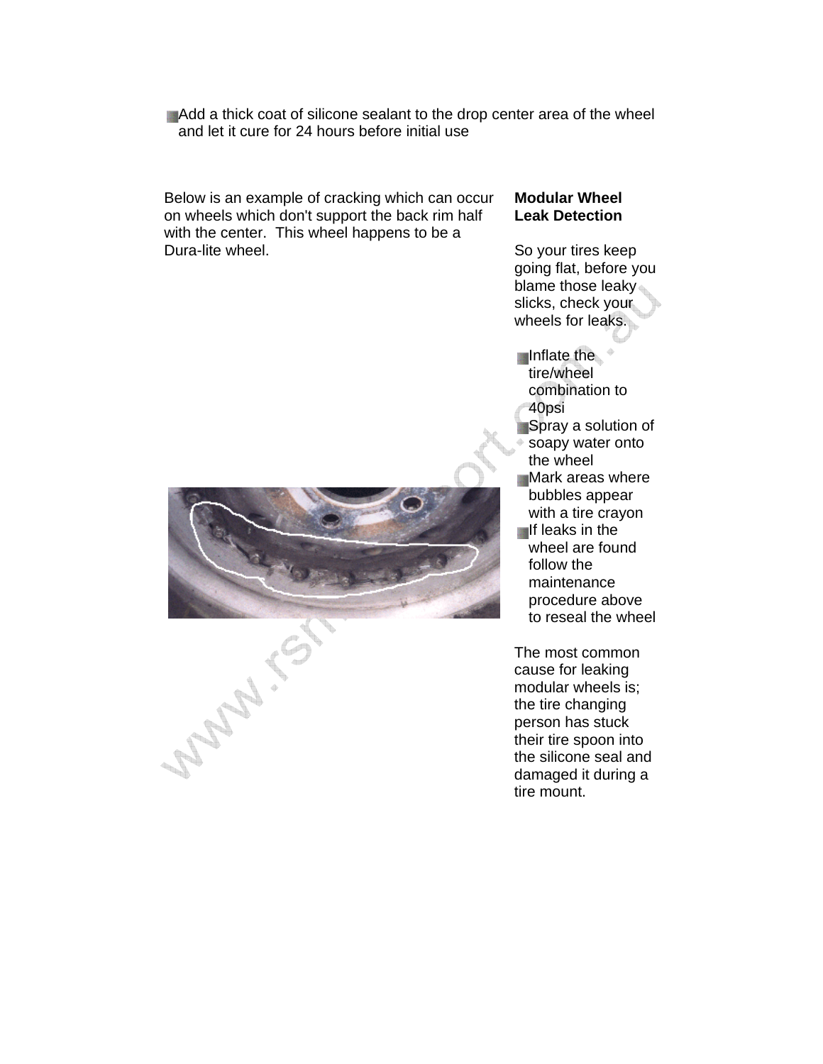- Add a thick coat of silicone sealant to the drop center area of the wheel and let it cure for 24 hours before initial use

Below is an example of cracking which can occur on wheels which don't support the back rim half with the center. This wheel happens to be a Dura-lite wheel.

**Modular Wheel Leak Detection**

So your tires keep going flat, before you blame those leaky slicks, check your wheels for leaks.

- Inflate the tire/wheel combination to 40psi
- Spray a solution of soapy water onto the wheel
- Mark areas where bubbles appear with a tire crayon
- If leaks in the wheel are found follow the maintenance procedure above to reseal the wheel

The most common cause for leaking modular wheels is; the tire changing person has stuck their tire spoon into the silicone seal and damaged it during a tire mount.